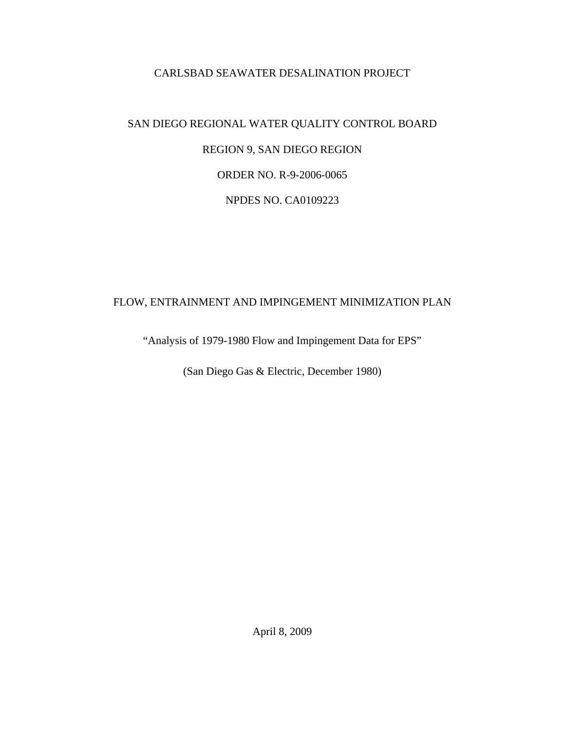# CARLSBAD SEAWATER DESALINATION PROJECT

## SAN DIEGO REGIONAL WATER QUALITY CONTROL BOARD

## REGION 9, SAN DIEGO REGION

## ORDER NO. R-9-2006-0065

## NPDES NO. CA0109223

# FLOW, ENTRAINMENT AND IMPINGEMENT MINIMIZATION PLAN

“Analysis of 1979-1980 Flow and Impingement Data for EPS”

(San Diego Gas & Electric, December 1980)

April 8, 2009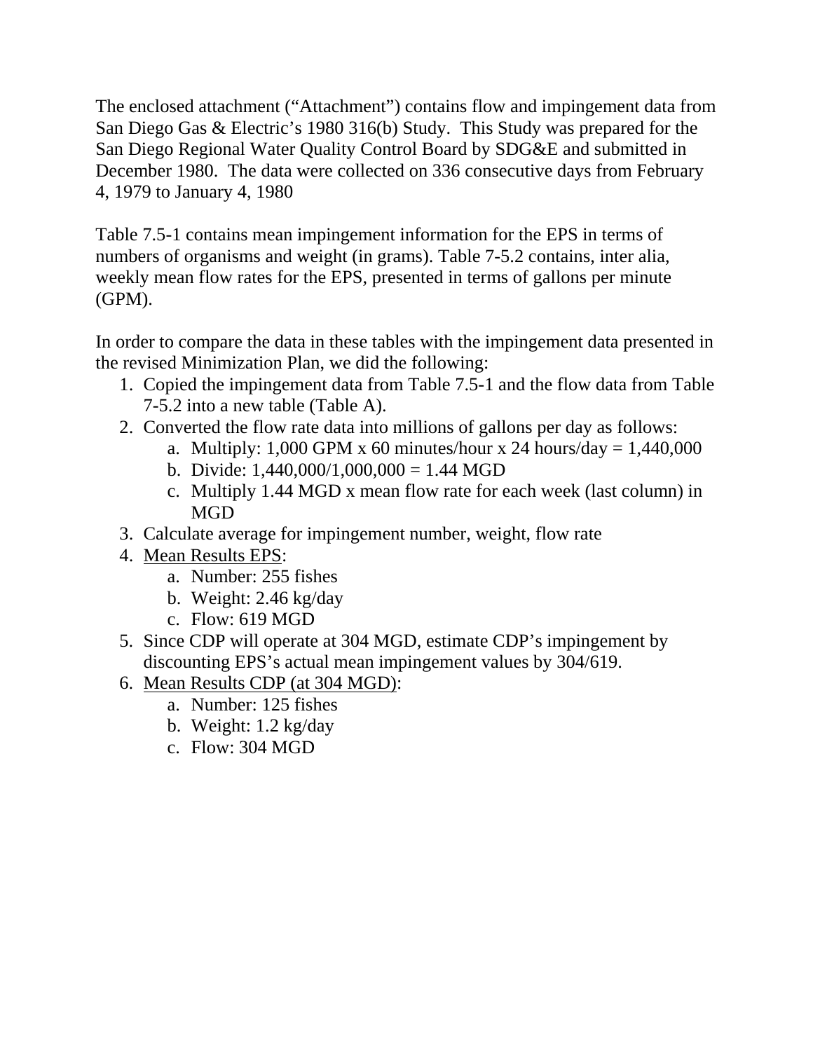The enclosed attachment ("Attachment") contains flow and impingement data from San Diego Gas & Electric's 1980 316(b) Study. This Study was prepared for the San Diego Regional Water Quality Control Board by SDG&E and submitted in December 1980. The data were collected on 336 consecutive days from February 4, 1979 to January 4, 1980

Table 7.5-1 contains mean impingement information for the EPS in terms of numbers of organisms and weight (in grams). Table 7-5.2 contains, inter alia, weekly mean flow rates for the EPS, presented in terms of gallons per minute (GPM).

In order to compare the data in these tables with the impingement data presented in the revised Minimization Plan, we did the following:

1. Copied the impingement data from Table 7.5-1 and the flow data from Table 7-5.2 into a new table (Table A).
2. Converted the flow rate data into millions of gallons per day as follows:
   a. Multiply: 1,000 GPM x 60 minutes/hour x 24 hours/day = 1,440,000
   b. Divide: 1,440,000/1,000,000 = 1.44 MGD
   c. Multiply 1.44 MGD x mean flow rate for each week (last column) in MGD
3. Calculate average for impingement number, weight, flow rate
4. <u>Mean Results EPS</u>:
   a. Number: 255 fishes
   b. Weight: 2.46 kg/day
   c. Flow: 619 MGD
5. Since CDP will operate at 304 MGD, estimate CDP's impingement by discounting EPS's actual mean impingement values by 304/619.
6. <u>Mean Results CDP (at 304 MGD)</u>:
   a. Number: 125 fishes
   b. Weight: 1.2 kg/day
   c. Flow: 304 MGD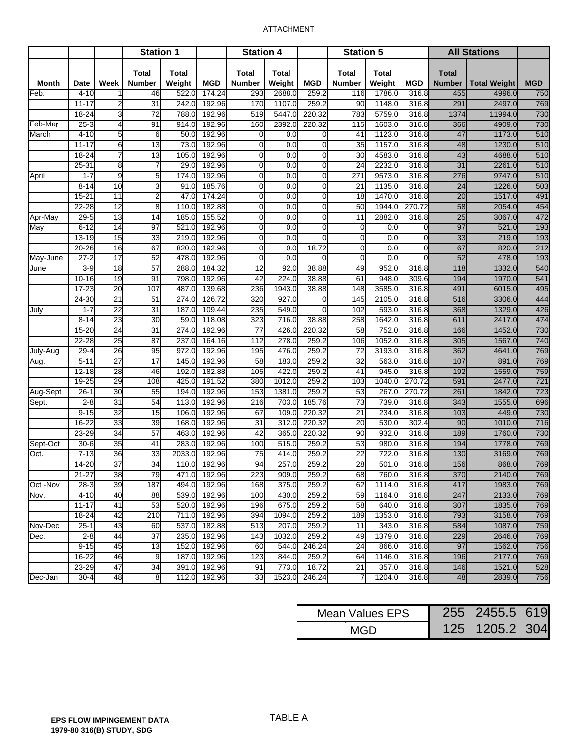ATTACHMENT

| | | | Station 1 | | | Station 4 | | | Station 5 | | | All Stations | | |
|---|---|---|---|---|---|---|---|---|---|---|---|---|---|---|
| Month | Date | Week | Total Number | Total Weight | MGD | Total Number | Total Weight | MGD | Total Number | Total Weight | MGD | Total Number | Total Weight | MGD |
| Feb. | 4-10 | 1 | 46 | 522.0 | 174.24 | 293 | 2688.0 | 259.2 | 116 | 1786.0 | 316.8 | 455 | 4996.0 | 750 |
| | 11-17 | 2 | 31 | 242.0 | 192.96 | 170 | 1107.0 | 259.2 | 90 | 1148.0 | 316.8 | 291 | 2497.0 | 769 |
| | 18-24 | 3 | 72 | 788.0 | 192.96 | 519 | 5447.0 | 220.32 | 783 | 5759.0 | 316.8 | 1374 | 11994.0 | 730 |
| Feb-Mar | 25-3 | 4 | 91 | 914.0 | 192.96 | 160 | 2392.0 | 220.32 | 115 | 1603.0 | 316.8 | 366 | 4909.0 | 730 |
| March | 4-10 | 5 | 6 | 50.0 | 192.96 | 0 | 0.0 | 0 | 41 | 1123.0 | 316.8 | 47 | 1173.0 | 510 |
| | 11-17 | 6 | 13 | 73.0 | 192.96 | 0 | 0.0 | 0 | 35 | 1157.0 | 316.8 | 48 | 1230.0 | 510 |
| | 18-24 | 7 | 13 | 105.0 | 192.96 | 0 | 0.0 | 0 | 30 | 4583.0 | 316.8 | 43 | 4688.0 | 510 |
| | 25-31 | 8 | 7 | 29.0 | 192.96 | 0 | 0.0 | 0 | 24 | 2232.0 | 316.8 | 31 | 2261.0 | 510 |
| April | 1-7 | 9 | 5 | 174.0 | 192.96 | 0 | 0.0 | 0 | 271 | 9573.0 | 316.8 | 276 | 9747.0 | 510 |
| | 8-14 | 10 | 3 | 91.0 | 185.76 | 0 | 0.0 | 0 | 21 | 1135.0 | 316.8 | 24 | 1226.0 | 503 |
| | 15-21 | 11 | 2 | 47.0 | 174.24 | 0 | 0.0 | 0 | 18 | 1470.0 | 316.8 | 20 | 1517.0 | 491 |
| | 22-28 | 12 | 8 | 110.0 | 182.88 | 0 | 0.0 | 0 | 50 | 1944.0 | 270.72 | 58 | 2054.0 | 454 |
| Apr-May | 29-5 | 13 | 14 | 185.0 | 155.52 | 0 | 0.0 | 0 | 11 | 2882.0 | 316.8 | 25 | 3067.0 | 472 |
| May | 6-12 | 14 | 97 | 521.0 | 192.96 | 0 | 0.0 | 0 | 0 | 0.0 | 0 | 97 | 521.0 | 193 |
| | 13-19 | 15 | 33 | 219.0 | 192.96 | 0 | 0.0 | 0 | 0 | 0.0 | 0 | 33 | 219.0 | 193 |
| | 20-26 | 16 | 67 | 820.0 | 192.96 | 0 | 0.0 | 18.72 | 0 | 0.0 | 0 | 67 | 820.0 | 212 |
| May-June | 27-2 | 17 | 52 | 478.0 | 192.96 | 0 | 0.0 | 0 | 0 | 0.0 | 0 | 52 | 478.0 | 193 |
| June | 3-9 | 18 | 57 | 288.0 | 184.32 | 12 | 92.0 | 38.88 | 49 | 952.0 | 316.8 | 118 | 1332.0 | 540 |
| | 10-16 | 19 | 91 | 798.0 | 192.96 | 42 | 224.0 | 38.88 | 61 | 948.0 | 309.6 | 194 | 1970.0 | 541 |
| | 17-23 | 20 | 107 | 487.0 | 139.68 | 236 | 1943.0 | 38.88 | 148 | 3585.0 | 316.8 | 491 | 6015.0 | 495 |
| | 24-30 | 21 | 51 | 274.0 | 126.72 | 320 | 927.0 | 0 | 145 | 2105.0 | 316.8 | 516 | 3306.0 | 444 |
| July | 1-7 | 22 | 31 | 187.0 | 109.44 | 235 | 549.0 | 0 | 102 | 593.0 | 316.8 | 368 | 1329.0 | 426 |
| | 8-14 | 23 | 30 | 59.0 | 118.08 | 323 | 716.0 | 38.88 | 258 | 1642.0 | 316.8 | 611 | 2417.0 | 474 |
| | 15-20 | 24 | 31 | 274.0 | 192.96 | 77 | 426.0 | 220.32 | 58 | 752.0 | 316.8 | 166 | 1452.0 | 730 |
| | 22-28 | 25 | 87 | 237.0 | 164.16 | 112 | 278.0 | 259.2 | 106 | 1052.0 | 316.8 | 305 | 1567.0 | 740 |
| July-Aug | 29-4 | 26 | 95 | 972.0 | 192.96 | 195 | 476.0 | 259.2 | 72 | 3193.0 | 316.8 | 362 | 4641.0 | 769 |
| Aug. | 5-11 | 27 | 17 | 145.0 | 192.96 | 58 | 183.0 | 259.2 | 32 | 563.0 | 316.8 | 107 | 891.0 | 769 |
| | 12-18 | 28 | 46 | 192.0 | 182.88 | 105 | 422.0 | 259.2 | 41 | 945.0 | 316.8 | 192 | 1559.0 | 759 |
| | 19-25 | 29 | 108 | 425.0 | 191.52 | 380 | 1012.0 | 259.2 | 103 | 1040.0 | 270.72 | 591 | 2477.0 | 721 |
| Aug-Sept | 26-1 | 30 | 55 | 194.0 | 192.96 | 153 | 1381.0 | 259.2 | 53 | 267.0 | 270.72 | 261 | 1842.0 | 723 |
| Sept. | 2-8 | 31 | 54 | 113.0 | 192.96 | 216 | 703.0 | 185.76 | 73 | 739.0 | 316.8 | 343 | 1555.0 | 696 |
| | 9-15 | 32 | 15 | 106.0 | 192.96 | 67 | 109.0 | 220.32 | 21 | 234.0 | 316.8 | 103 | 449.0 | 730 |
| | 16-22 | 33 | 39 | 168.0 | 192.96 | 31 | 312.0 | 220.32 | 20 | 530.0 | 302.4 | 90 | 1010.0 | 716 |
| | 23-29 | 34 | 57 | 463.0 | 192.96 | 42 | 365.0 | 220.32 | 90 | 932.0 | 316.8 | 189 | 1760.0 | 730 |
| Sept-Oct | 30-6 | 35 | 41 | 283.0 | 192.96 | 100 | 515.0 | 259.2 | 53 | 980.0 | 316.8 | 194 | 1778.0 | 769 |
| Oct. | 7-13 | 36 | 33 | 2033.0 | 192.96 | 75 | 414.0 | 259.2 | 22 | 722.0 | 316.8 | 130 | 3169.0 | 769 |
| | 14-20 | 37 | 34 | 110.0 | 192.96 | 94 | 257.0 | 259.2 | 28 | 501.0 | 316.8 | 156 | 868.0 | 769 |
| | 21-27 | 38 | 79 | 471.0 | 192.96 | 223 | 909.0 | 259.2 | 68 | 760.0 | 316.8 | 370 | 2140.0 | 769 |
| Oct -Nov | 28-3 | 39 | 187 | 494.0 | 192.96 | 168 | 375.0 | 259.2 | 62 | 1114.0 | 316.8 | 417 | 1983.0 | 769 |
| Nov. | 4-10 | 40 | 88 | 539.0 | 192.96 | 100 | 430.0 | 259.2 | 59 | 1164.0 | 316.8 | 247 | 2133.0 | 769 |
| | 11-17 | 41 | 53 | 520.0 | 192.96 | 196 | 675.0 | 259.2 | 58 | 640.0 | 316.8 | 307 | 1835.0 | 769 |
| | 18-24 | 42 | 210 | 711.0 | 192.96 | 394 | 1094.0 | 259.2 | 189 | 1353.0 | 316.8 | 793 | 3158.0 | 769 |
| Nov-Dec | 25-1 | 43 | 60 | 537.0 | 182.88 | 513 | 207.0 | 259.2 | 11 | 343.0 | 316.8 | 584 | 1087.0 | 759 |
| Dec. | 2-8 | 44 | 37 | 235.0 | 192.96 | 143 | 1032.0 | 259.2 | 49 | 1379.0 | 316.8 | 229 | 2646.0 | 769 |
| | 9-15 | 45 | 13 | 152.0 | 192.96 | 60 | 544.0 | 246.24 | 24 | 866.0 | 316.8 | 97 | 1562.0 | 756 |
| | 16-22 | 46 | 9 | 187.0 | 192.96 | 123 | 844.0 | 259.2 | 64 | 1146.0 | 316.8 | 196 | 2177.0 | 769 |
| | 23-29 | 47 | 34 | 391.0 | 192.96 | 91 | 773.0 | 18.72 | 21 | 357.0 | 316.8 | 146 | 1521.0 | 528 |
| Dec-Jan | 30-4 | 48 | 8 | 112.0 | 192.96 | 33 | 1523.0 | 246.24 | 7 | 1204.0 | 316.8 | 48 | 2839.0 | 756 |

| | | | |
|---|---|---|---|
| Mean Values EPS | 255 | 2455.5 | 619 |
| MGD | 125 | 1205.2 | 304 |

TABLE A

**EPS FLOW IMPINGEMENT DATA**
**1979-80 316(B) STUDY, SDG**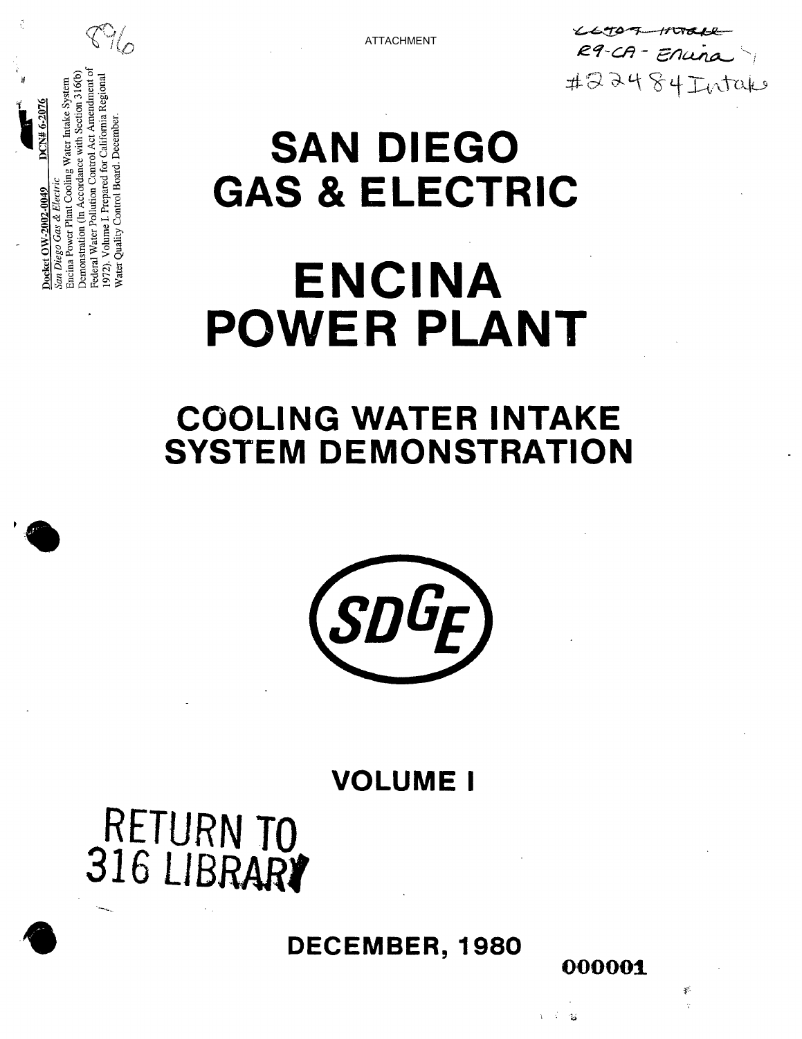ATTACHMENT

R9-CA - Encina
#22484 Intake

Docket OW-2002-0049 DCN# 6-2076
*San Diego Gas & Electric*
Encina Power Plant Cooling Water Intake System Demonstration (In Accordance with Section 316(b) Federal Water Pollution Control Act Amendment of 1972). Volume I. Prepared for California Regional Water Quality Control Board. December.

# SAN DIEGO GAS & ELECTRIC

# ENCINA POWER PLANT

## COOLING WATER INTAKE SYSTEM DEMONSTRATION

SDGE

## VOLUME I

RETURN TO 316 LIBRARY

## DECEMBER, 1980

000001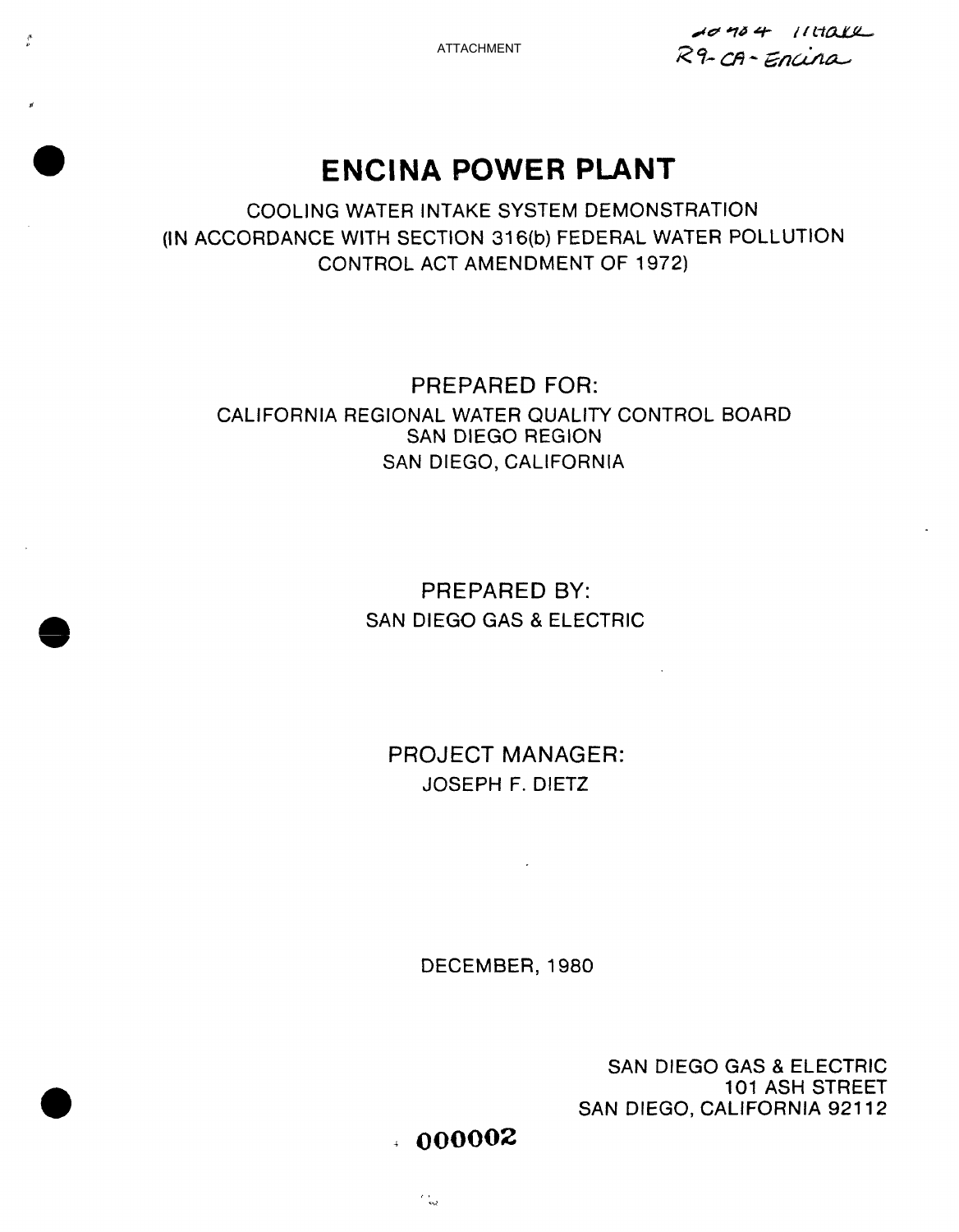ATTACHMENT

10704 Intake
R9-CA-Encina

# ENCINA POWER PLANT

COOLING WATER INTAKE SYSTEM DEMONSTRATION
(IN ACCORDANCE WITH SECTION 316(b) FEDERAL WATER POLLUTION CONTROL ACT AMENDMENT OF 1972)

PREPARED FOR:

CALIFORNIA REGIONAL WATER QUALITY CONTROL BOARD
SAN DIEGO REGION
SAN DIEGO, CALIFORNIA

PREPARED BY:

SAN DIEGO GAS & ELECTRIC

PROJECT MANAGER:

JOSEPH F. DIETZ

DECEMBER, 1980

SAN DIEGO GAS & ELECTRIC
101 ASH STREET
SAN DIEGO, CALIFORNIA 92112

000002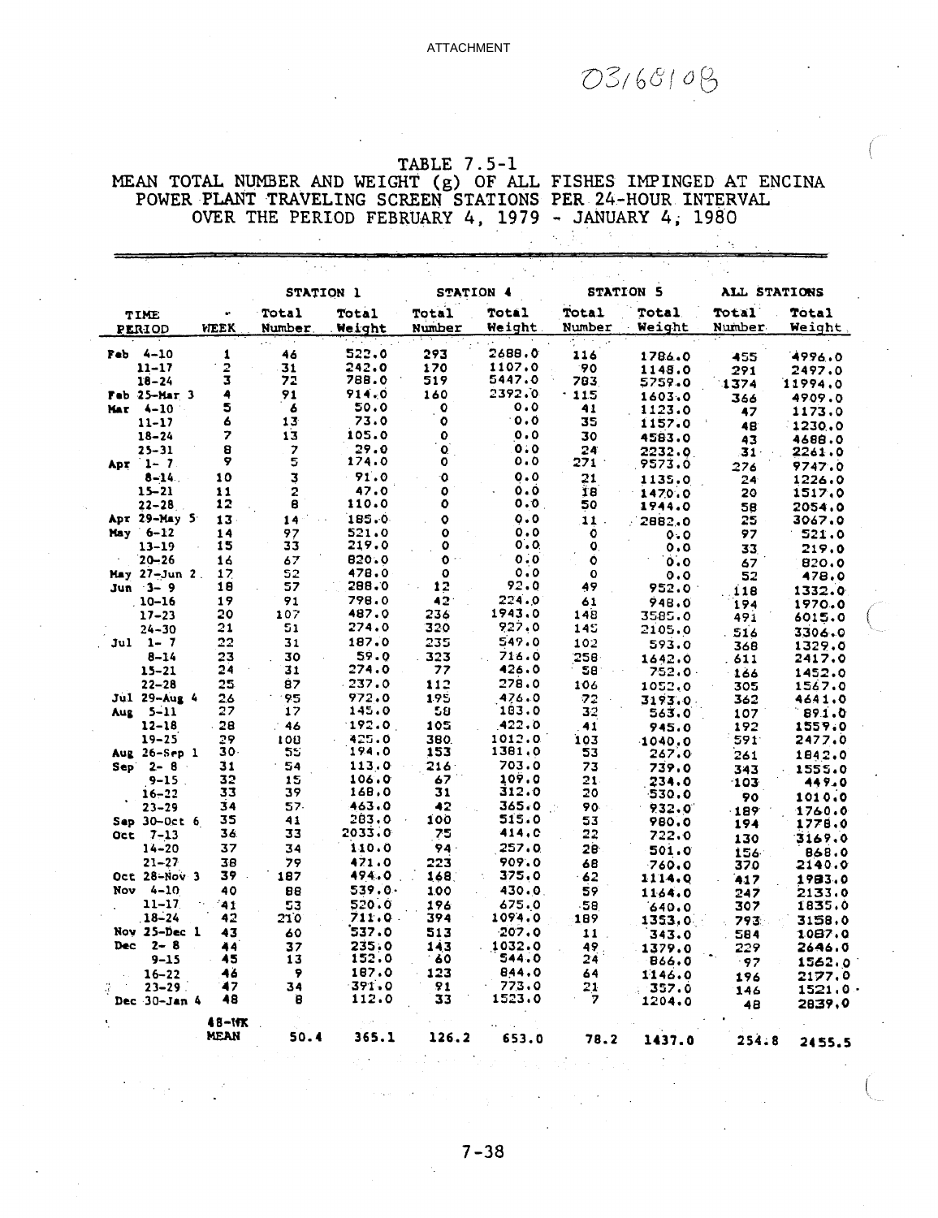ATTACHMENT

03/68108

# TABLE 7.5-1
## MEAN TOTAL NUMBER AND WEIGHT (g) OF ALL FISHES IMPINGED AT ENCINA POWER PLANT TRAVELING SCREEN STATIONS PER 24-HOUR INTERVAL OVER THE PERIOD FEBRUARY 4, 1979 - JANUARY 4, 1980

| | | STATION 1 | | STATION 4 | | STATION 5 | | ALL STATIONS | |
|---|---|---|---|---|---|---|---|---|---|
| TIME PERIOD | WEEK | Total Number | Total Weight | Total Number | Total Weight | Total Number | Total Weight | Total Number | Total Weight |
| Feb 4-10 | 1 | 46 | 522.0 | 293 | 2688.0 | 116 | 1786.0 | 455 | 4996.0 |
| 11-17 | 2 | 31 | 242.0 | 170 | 1107.0 | 90 | 1148.0 | 291 | 2497.0 |
| 18-24 | 3 | 72 | 788.0 | 519 | 5447.0 | 783 | 5759.0 | 1374 | 11994.0 |
| Feb 25-Mar 3 | 4 | 91 | 914.0 | 160 | 2392.0 | 115 | 1603.0 | 366 | 4909.0 |
| Mar 4-10 | 5 | 6 | 50.0 | 0 | 0.0 | 41 | 1123.0 | 47 | 1173.0 |
| 11-17 | 6 | 13 | 73.0 | 0 | 0.0 | 35 | 1157.0 | 48 | 1230.0 |
| 18-24 | 7 | 13 | 105.0 | 0 | 0.0 | 30 | 4583.0 | 43 | 4688.0 |
| 25-31 | 8 | 7 | 29.0 | 0 | 0.0 | 24 | 2232.0 | 31 | 2261.0 |
| Apr 1-7 | 9 | 5 | 174.0 | 0 | 0.0 | 271 | 9573.0 | 276 | 9747.0 |
| 8-14 | 10 | 3 | 91.0 | 0 | 0.0 | 21 | 1135.0 | 24 | 1226.0 |
| 15-21 | 11 | 2 | 47.0 | 0 | 0.0 | 18 | 1470.0 | 20 | 1517.0 |
| 22-28 | 12 | 8 | 110.0 | 0 | 0.0 | 50 | 1944.0 | 58 | 2054.0 |
| Apr 29-May 5 | 13 | 14 | 185.0 | 0 | 0.0 | 11 | 2882.0 | 25 | 3067.0 |
| May 6-12 | 14 | 97 | 521.0 | 0 | 0.0 | 0 | 0.0 | 97 | 521.0 |
| 13-19 | 15 | 33 | 219.0 | 0 | 0.0 | 0 | 0.0 | 33 | 219.0 |
| 20-26 | 16 | 67 | 820.0 | 0 | 0.0 | 0 | 0.0 | 67 | 820.0 |
| May 27-Jun 2 | 17 | 52 | 478.0 | 0 | 0.0 | 0 | 0.0 | 52 | 478.0 |
| Jun 3-9 | 18 | 57 | 288.0 | 12 | 92.0 | 49 | 952.0 | 118 | 1332.0 |
| 10-16 | 19 | 91 | 798.0 | 42 | 224.0 | 61 | 948.0 | 194 | 1970.0 |
| 17-23 | 20 | 107 | 487.0 | 236 | 1943.0 | 148 | 3585.0 | 491 | 6015.0 |
| 24-30 | 21 | 51 | 274.0 | 320 | 927.0 | 145 | 2105.0 | 516 | 3306.0 |
| Jul 1-7 | 22 | 31 | 187.0 | 235 | 549.0 | 102 | 593.0 | 368 | 1329.0 |
| 8-14 | 23 | 30 | 59.0 | 323 | 716.0 | 258 | 1642.0 | 611 | 2417.0 |
| 15-21 | 24 | 31 | 274.0 | 77 | 426.0 | 58 | 752.0 | 166 | 1452.0 |
| 22-28 | 25 | 87 | 237.0 | 112 | 278.0 | 106 | 1052.0 | 305 | 1567.0 |
| Jul 29-Aug 4 | 26 | 95 | 972.0 | 195 | 476.0 | 72 | 3193.0 | 362 | 4641.0 |
| Aug 5-11 | 27 | 17 | 145.0 | 58 | 183.0 | 32 | 563.0 | 107 | 891.0 |
| 12-18 | 28 | 46 | 192.0 | 105 | 422.0 | 41 | 945.0 | 192 | 1559.0 |
| 19-25 | 29 | 108 | 425.0 | 380 | 1012.0 | 103 | 1040.0 | 591 | 2477.0 |
| Aug 26-Sep 1 | 30 | 55 | 194.0 | 153 | 1381.0 | 53 | 267.0 | 261 | 1842.0 |
| Sep 2-8 | 31 | 54 | 113.0 | 216 | 703.0 | 73 | 739.0 | 343 | 1555.0 |
| 9-15 | 32 | 15 | 106.0 | 67 | 109.0 | 21 | 234.0 | 103 | 449.0 |
| 16-22 | 33 | 39 | 168.0 | 31 | 312.0 | 20 | 530.0 | 90 | 1010.0 |
| 23-29 | 34 | 57 | 463.0 | 42 | 365.0 | 90 | 932.0 | 189 | 1760.0 |
| Sep 30-Oct 6 | 35 | 41 | 283.0 | 100 | 515.0 | 53 | 980.0 | 194 | 1778.0 |
| Oct 7-13 | 36 | 33 | 2033.0 | 75 | 414.0 | 22 | 722.0 | 130 | 3169.0 |
| 14-20 | 37 | 34 | 110.0 | 94 | 257.0 | 28 | 501.0 | 156 | 868.0 |
| 21-27 | 38 | 79 | 471.0 | 223 | 909.0 | 68 | 760.0 | 370 | 2140.0 |
| Oct 28-Nov 3 | 39 | 187 | 494.0 | 168 | 375.0 | 62 | 1114.0 | 417 | 1983.0 |
| Nov 4-10 | 40 | 88 | 539.0 | 100 | 430.0 | 59 | 1164.0 | 247 | 2133.0 |
| 11-17 | 41 | 53 | 520.0 | 196 | 675.0 | 58 | 640.0 | 307 | 1835.0 |
| 18-24 | 42 | 210 | 711.0 | 394 | 1094.0 | 189 | 1353.0 | 793 | 3158.0 |
| Nov 25-Dec 1 | 43 | 60 | 537.0 | 513 | 207.0 | 11 | 343.0 | 584 | 1087.0 |
| Dec 2-8 | 44 | 37 | 235.0 | 143 | 1032.0 | 49 | 1379.0 | 229 | 2646.0 |
| 9-15 | 45 | 13 | 152.0 | 60 | 544.0 | 24 | 866.0 | 97 | 1562.0 |
| 16-22 | 46 | 9 | 187.0 | 123 | 844.0 | 64 | 1146.0 | 196 | 2177.0 |
| 23-29 | 47 | 34 | 391.0 | 91 | 773.0 | 21 | 357.0 | 146 | 1521.0 |
| Dec 30-Jan 4 | 48 | 8 | 112.0 | 33 | 1523.0 | 7 | 1204.0 | 48 | 2839.0 |
| | 48-WK MEAN | 50.4 | 365.1 | 126.2 | 653.0 | 78.2 | 1437.0 | 254.8 | 2455.5 |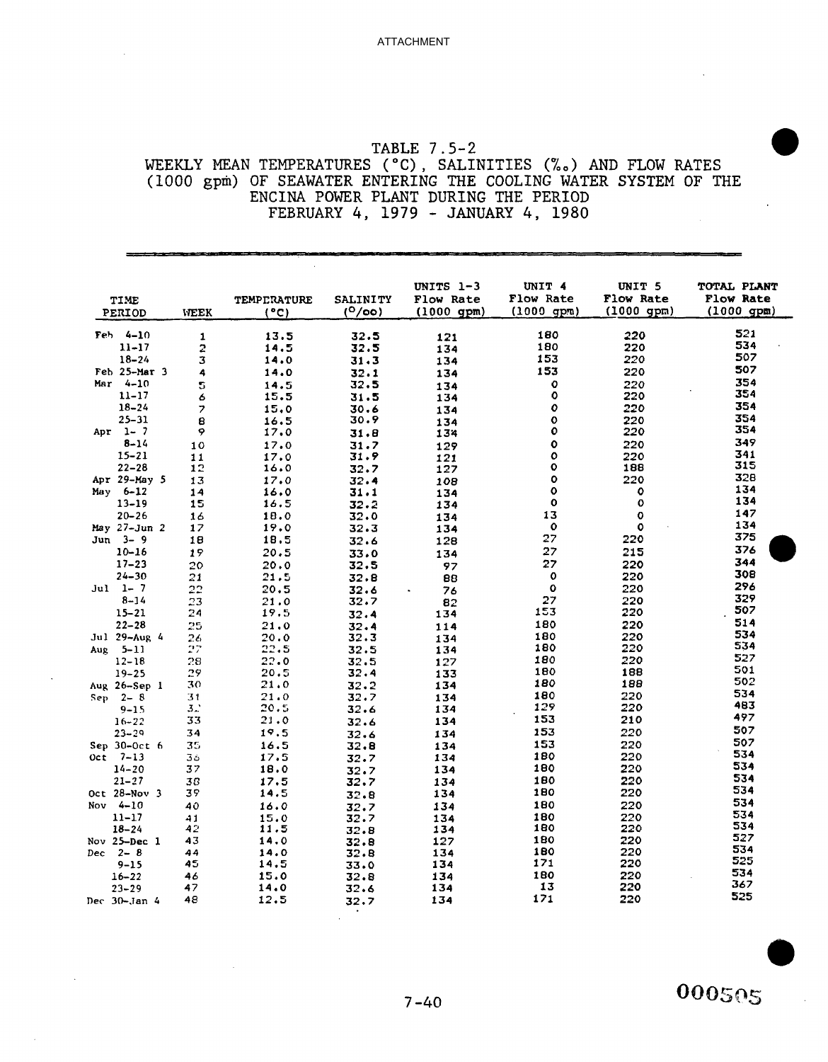ATTACHMENT

# TABLE 7.5-2
## WEEKLY MEAN TEMPERATURES (°C), SALINITIES (‰) AND FLOW RATES (1000 gpm) OF SEAWATER ENTERING THE COOLING WATER SYSTEM OF THE ENCINA POWER PLANT DURING THE PERIOD FEBRUARY 4, 1979 - JANUARY 4, 1980

| TIME PERIOD | WEEK | TEMPERATURE (°C) | SALINITY (‰) | UNITS 1-3 Flow Rate (1000 gpm) | UNIT 4 Flow Rate (1000 gpm) | UNIT 5 Flow Rate (1000 gpm) | TOTAL PLANT Flow Rate (1000 gpm) |
|---|---|---|---|---|---|---|---|
| Feb 4-10 | 1 | 13.5 | 32.5 | 121 | 180 | 220 | 521 |
| 11-17 | 2 | 14.5 | 32.5 | 134 | 180 | 220 | 534 |
| 18-24 | 3 | 14.0 | 31.3 | 134 | 153 | 220 | 507 |
| Feb 25-Mar 3 | 4 | 14.0 | 32.1 | 134 | 153 | 220 | 507 |
| Mar 4-10 | 5 | 14.5 | 32.5 | 134 | 0 | 220 | 354 |
| 11-17 | 6 | 15.5 | 31.5 | 134 | 0 | 220 | 354 |
| 18-24 | 7 | 15.0 | 30.6 | 134 | 0 | 220 | 354 |
| 25-31 | 8 | 16.5 | 30.9 | 134 | 0 | 220 | 354 |
| Apr 1- 7 | 9 | 17.0 | 31.8 | 134 | 0 | 220 | 354 |
| 8-14 | 10 | 17.0 | 31.7 | 129 | 0 | 220 | 349 |
| 15-21 | 11 | 17.0 | 31.9 | 121 | 0 | 220 | 341 |
| 22-28 | 12 | 16.0 | 32.7 | 127 | 0 | 188 | 315 |
| Apr 29-May 5 | 13 | 17.0 | 32.4 | 108 | 0 | 220 | 328 |
| May 6-12 | 14 | 16.0 | 31.1 | 134 | 0 | 0 | 134 |
| 13-19 | 15 | 16.5 | 32.2 | 134 | 0 | 0 | 134 |
| 20-26 | 16 | 18.0 | 32.0 | 134 | 13 | 0 | 147 |
| May 27-Jun 2 | 17 | 19.0 | 32.3 | 134 | 0 | 0 | 134 |
| Jun 3- 9 | 18 | 18.5 | 32.6 | 128 | 27 | 220 | 375 |
| 10-16 | 19 | 20.5 | 33.0 | 134 | 27 | 215 | 376 |
| 17-23 | 20 | 20.0 | 32.5 | 97 | 27 | 220 | 344 |
| 24-30 | 21 | 21.5 | 32.8 | 88 | 0 | 220 | 308 |
| Jul 1- 7 | 22 | 20.5 | 32.6 | 76 | 0 | 220 | 296 |
| 8-14 | 23 | 21.0 | 32.7 | 82 | 27 | 220 | 329 |
| 15-21 | 24 | 19.5 | 32.4 | 134 | 153 | 220 | 507 |
| 22-28 | 25 | 21.0 | 32.4 | 114 | 180 | 220 | 514 |
| Jul 29-Aug 4 | 26 | 20.0 | 32.3 | 134 | 180 | 220 | 534 |
| Aug 5-11 | 27 | 22.5 | 32.5 | 134 | 180 | 220 | 534 |
| 12-18 | 28 | 22.0 | 32.5 | 127 | 180 | 220 | 527 |
| 19-25 | 29 | 20.5 | 32.4 | 133 | 180 | 188 | 501 |
| Aug 26-Sep 1 | 30 | 21.0 | 32.2 | 134 | 180 | 188 | 502 |
| Sep 2- 8 | 31 | 21.0 | 32.7 | 134 | 180 | 220 | 534 |
| 9-15 | 32 | 20.5 | 32.6 | 134 | 129 | 220 | 483 |
| 16-22 | 33 | 21.0 | 32.6 | 134 | 153 | 210 | 497 |
| 23-29 | 34 | 19.5 | 32.6 | 134 | 153 | 220 | 507 |
| Sep 30-Oct 6 | 35 | 16.5 | 32.8 | 134 | 153 | 220 | 507 |
| Oct 7-13 | 36 | 17.5 | 32.7 | 134 | 180 | 220 | 534 |
| 14-20 | 37 | 18.0 | 32.7 | 134 | 180 | 220 | 534 |
| 21-27 | 38 | 17.5 | 32.7 | 134 | 180 | 220 | 534 |
| Oct 28-Nov 3 | 39 | 14.5 | 32.8 | 134 | 180 | 220 | 534 |
| Nov 4-10 | 40 | 16.0 | 32.7 | 134 | 180 | 220 | 534 |
| 11-17 | 41 | 15.0 | 32.7 | 134 | 180 | 220 | 534 |
| 18-24 | 42 | 11.5 | 32.8 | 134 | 180 | 220 | 534 |
| Nov 25-Dec 1 | 43 | 14.0 | 32.8 | 127 | 180 | 220 | 527 |
| Dec 2- 8 | 44 | 14.0 | 32.8 | 134 | 180 | 220 | 534 |
| 9-15 | 45 | 14.5 | 33.0 | 134 | 171 | 220 | 525 |
| 16-22 | 46 | 15.0 | 32.8 | 134 | 180 | 220 | 534 |
| 23-29 | 47 | 14.0 | 32.6 | 134 | 13 | 220 | 367 |
| Dec 30-Jan 4 | 48 | 12.5 | 32.7 | 134 | 171 | 220 | 525 |

000505